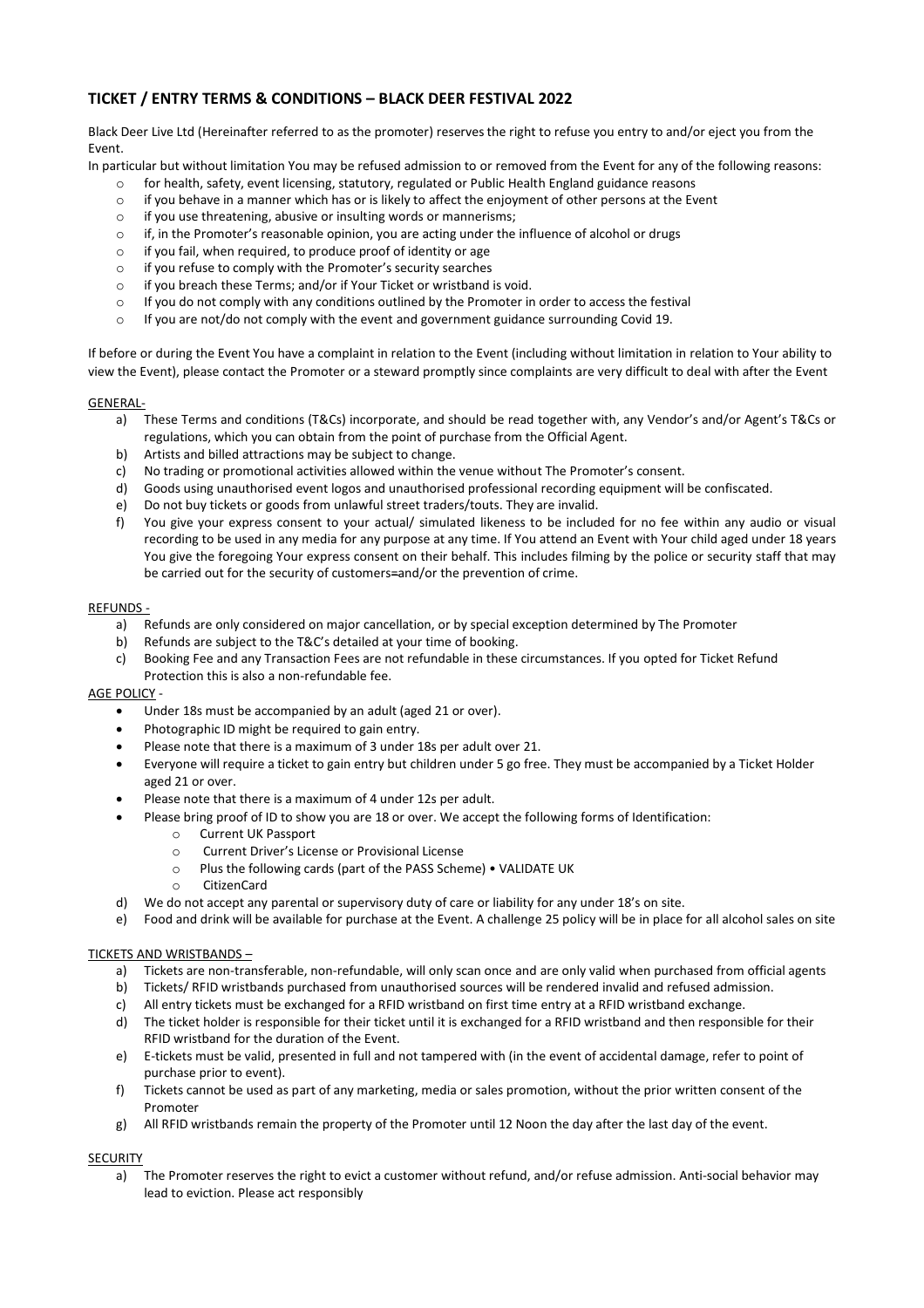## TICKET / ENTRY TERMS & CONDITIONS – BLACK DEER FESTIVAL 2022

Black Deer Live Ltd (Hereinafter referred to as the promoter) reserves the right to refuse you entry to and/or eject you from the Event.

In particular but without limitation You may be refused admission to or removed from the Event for any of the following reasons:

- for health, safety, event licensing, statutory, regulated or Public Health England guidance reasons
- if you behave in a manner which has or is likely to affect the enjoyment of other persons at the Event
- if you use threatening, abusive or insulting words or mannerisms;
- if, in the Promoter's reasonable opinion, you are acting under the influence of alcohol or drugs
- if you fail, when required, to produce proof of identity or age
- if you refuse to comply with the Promoter's security searches
- if you breach these Terms; and/or if Your Ticket or wristband is void.
- If you do not comply with any conditions outlined by the Promoter in order to access the festival
- If you are not/do not comply with the event and government guidance surrounding Covid 19.

If before or during the Event You have a complaint in relation to the Event (including without limitation in relation to Your ability to view the Event), please contact the Promoter or a steward promptly since complaints are very difficult to deal with after the Event

<u>GENERAL-</u>

a) These Terms and conditions (T&Cs) incorporate, and should be read together with, any Vendor's and/or Agent's T&Cs or regulations, which you can obtain from the point of purchase from the Official Agent.
b) Artists and billed attractions may be subject to change.
c) No trading or promotional activities allowed within the venue without The Promoter's consent.
d) Goods using unauthorised event logos and unauthorised professional recording equipment will be confiscated.
e) Do not buy tickets or goods from unlawful street traders/touts. They are invalid.
f) You give your express consent to your actual/ simulated likeness to be included for no fee within any audio or visual recording to be used in any media for any purpose at any time. If You attend an Event with Your child aged under 18 years You give the foregoing Your express consent on their behalf. This includes filming by the police or security staff that may be carried out for the security of customers=and/or the prevention of crime.

<u>REFUNDS -</u>

a) Refunds are only considered on major cancellation, or by special exception determined by The Promoter
b) Refunds are subject to the T&C's detailed at your time of booking.
c) Booking Fee and any Transaction Fees are not refundable in these circumstances. If you opted for Ticket Refund Protection this is also a non-refundable fee.

<u>AGE POLICY</u> -

- Under 18s must be accompanied by an adult (aged 21 or over).
- Photographic ID might be required to gain entry.
- Please note that there is a maximum of 3 under 18s per adult over 21.
- Everyone will require a ticket to gain entry but children under 5 go free. They must be accompanied by a Ticket Holder aged 21 or over.
- Please note that there is a maximum of 4 under 12s per adult.
- Please bring proof of ID to show you are 18 or over. We accept the following forms of Identification:
  - Current UK Passport
  - Current Driver's License or Provisional License
  - Plus the following cards (part of the PASS Scheme) • VALIDATE UK
  - CitizenCard

d) We do not accept any parental or supervisory duty of care or liability for any under 18's on site.
e) Food and drink will be available for purchase at the Event. A challenge 25 policy will be in place for all alcohol sales on site

<u>TICKETS AND WRISTBANDS –</u>

a) Tickets are non-transferable, non-refundable, will only scan once and are only valid when purchased from official agents
b) Tickets/ RFID wristbands purchased from unauthorised sources will be rendered invalid and refused admission.
c) All entry tickets must be exchanged for a RFID wristband on first time entry at a RFID wristband exchange.
d) The ticket holder is responsible for their ticket until it is exchanged for a RFID wristband and then responsible for their RFID wristband for the duration of the Event.
e) E-tickets must be valid, presented in full and not tampered with (in the event of accidental damage, refer to point of purchase prior to event).
f) Tickets cannot be used as part of any marketing, media or sales promotion, without the prior written consent of the Promoter
g) All RFID wristbands remain the property of the Promoter until 12 Noon the day after the last day of the event.

<u>SECURITY</u>

a) The Promoter reserves the right to evict a customer without refund, and/or refuse admission. Anti-social behavior may lead to eviction. Please act responsibly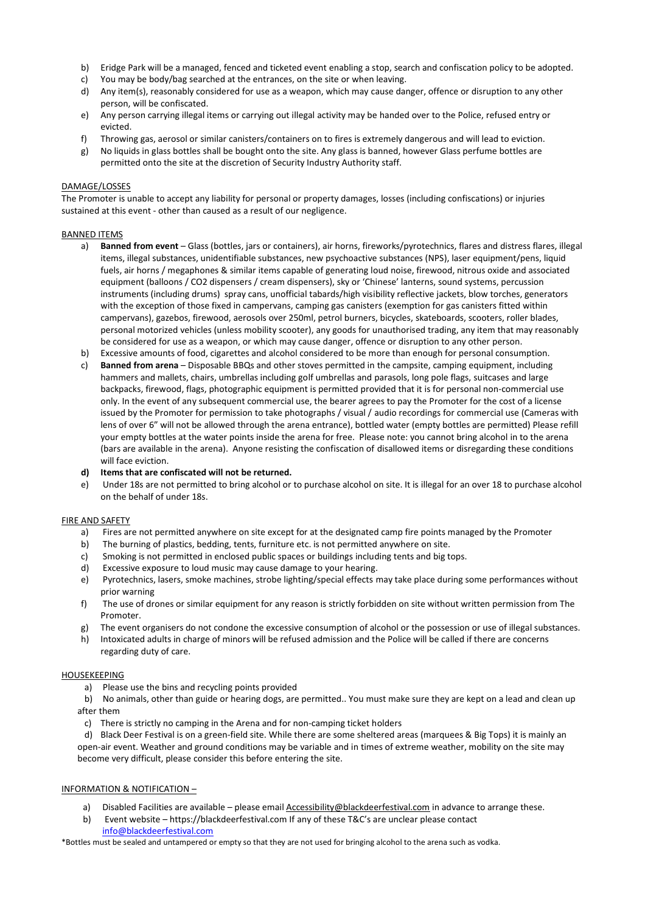b) Eridge Park will be a managed, fenced and ticketed event enabling a stop, search and confiscation policy to be adopted.
c) You may be body/bag searched at the entrances, on the site or when leaving.
d) Any item(s), reasonably considered for use as a weapon, which may cause danger, offence or disruption to any other person, will be confiscated.
e) Any person carrying illegal items or carrying out illegal activity may be handed over to the Police, refused entry or evicted.
f) Throwing gas, aerosol or similar canisters/containers on to fires is extremely dangerous and will lead to eviction.
g) No liquids in glass bottles shall be bought onto the site. Any glass is banned, however Glass perfume bottles are permitted onto the site at the discretion of Security Industry Authority staff.

DAMAGE/LOSSES

The Promoter is unable to accept any liability for personal or property damages, losses (including confiscations) or injuries sustained at this event - other than caused as a result of our negligence.

BANNED ITEMS

a) **Banned from event** – Glass (bottles, jars or containers), air horns, fireworks/pyrotechnics, flares and distress flares, illegal items, illegal substances, unidentifiable substances, new psychoactive substances (NPS), laser equipment/pens, liquid fuels, air horns / megaphones & similar items capable of generating loud noise, firewood, nitrous oxide and associated equipment (balloons / CO2 dispensers / cream dispensers), sky or 'Chinese' lanterns, sound systems, percussion instruments (including drums) spray cans, unofficial tabards/high visibility reflective jackets, blow torches, generators with the exception of those fixed in campervans, camping gas canisters (exemption for gas canisters fitted within campervans), gazebos, firewood, aerosols over 250ml, petrol burners, bicycles, skateboards, scooters, roller blades, personal motorized vehicles (unless mobility scooter), any goods for unauthorised trading, any item that may reasonably be considered for use as a weapon, or which may cause danger, offence or disruption to any other person.
b) Excessive amounts of food, cigarettes and alcohol considered to be more than enough for personal consumption.
c) **Banned from arena** – Disposable BBQs and other stoves permitted in the campsite, camping equipment, including hammers and mallets, chairs, umbrellas including golf umbrellas and parasols, long pole flags, suitcases and large backpacks, firewood, flags, photographic equipment is permitted provided that it is for personal non-commercial use only. In the event of any subsequent commercial use, the bearer agrees to pay the Promoter for the cost of a license issued by the Promoter for permission to take photographs / visual / audio recordings for commercial use (Cameras with lens of over 6" will not be allowed through the arena entrance), bottled water (empty bottles are permitted) Please refill your empty bottles at the water points inside the arena for free. Please note: you cannot bring alcohol in to the arena (bars are available in the arena). Anyone resisting the confiscation of disallowed items or disregarding these conditions will face eviction.
d) **Items that are confiscated will not be returned.**
e) Under 18s are not permitted to bring alcohol or to purchase alcohol on site. It is illegal for an over 18 to purchase alcohol on the behalf of under 18s.

FIRE AND SAFETY

a) Fires are not permitted anywhere on site except for at the designated camp fire points managed by the Promoter
b) The burning of plastics, bedding, tents, furniture etc. is not permitted anywhere on site.
c) Smoking is not permitted in enclosed public spaces or buildings including tents and big tops.
d) Excessive exposure to loud music may cause damage to your hearing.
e) Pyrotechnics, lasers, smoke machines, strobe lighting/special effects may take place during some performances without prior warning
f) The use of drones or similar equipment for any reason is strictly forbidden on site without written permission from The Promoter.
g) The event organisers do not condone the excessive consumption of alcohol or the possession or use of illegal substances.
h) Intoxicated adults in charge of minors will be refused admission and the Police will be called if there are concerns regarding duty of care.

HOUSEKEEPING

a) Please use the bins and recycling points provided
b) No animals, other than guide or hearing dogs, are permitted.. You must make sure they are kept on a lead and clean up after them
c) There is strictly no camping in the Arena and for non-camping ticket holders
d) Black Deer Festival is on a green-field site. While there are some sheltered areas (marquees & Big Tops) it is mainly an open-air event. Weather and ground conditions may be variable and in times of extreme weather, mobility on the site may become very difficult, please consider this before entering the site.

INFORMATION & NOTIFICATION –

a) Disabled Facilities are available – please email Accessibility@blackdeerfestival.com in advance to arrange these.
b) Event website – https://blackdeerfestival.com If any of these T&C's are unclear please contact info@blackdeerfestival.com

*Bottles must be sealed and untampered or empty so that they are not used for bringing alcohol to the arena such as vodka.